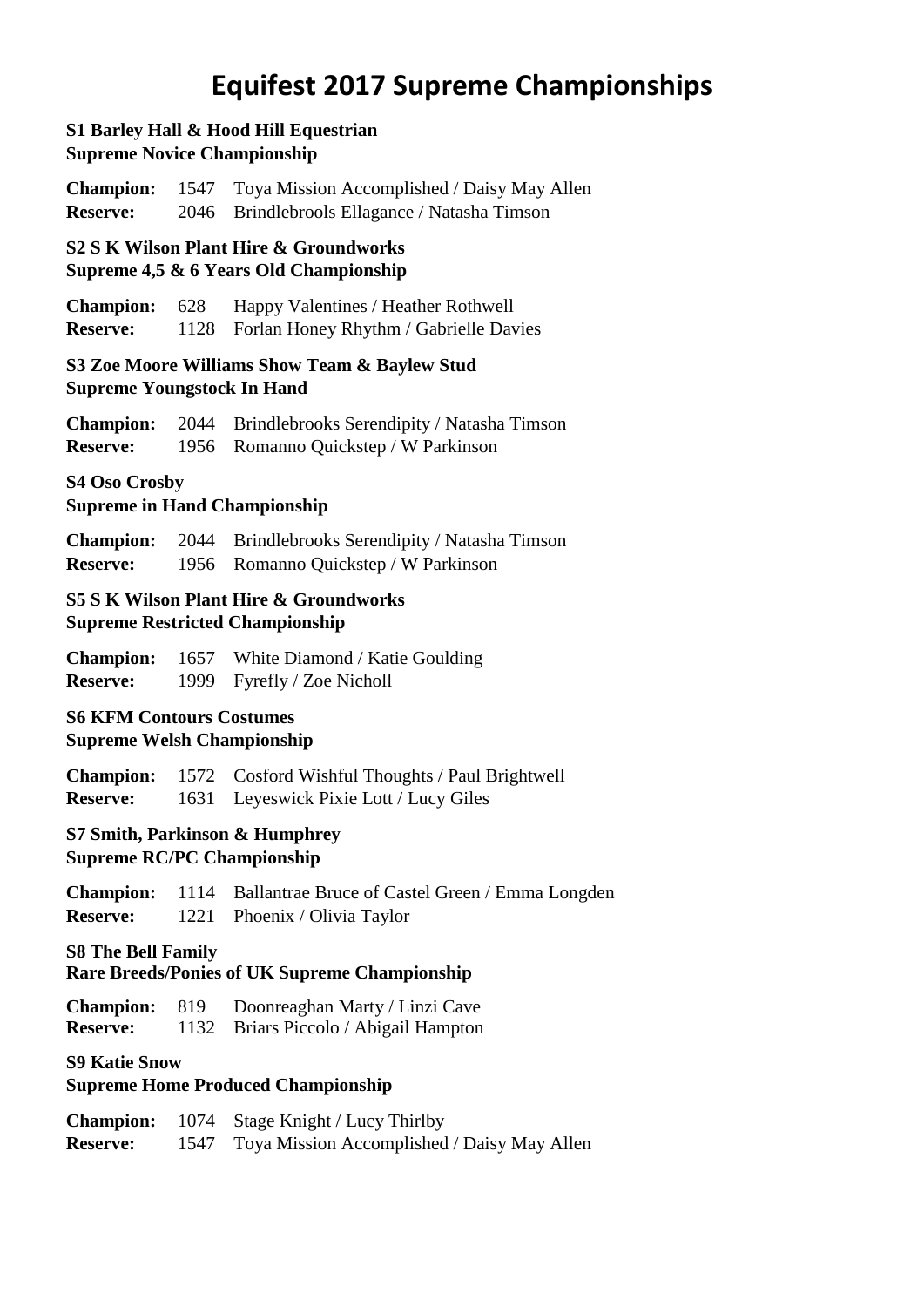# Equifest 2017 Supreme Championships

**S1 Barley Hall & Hood Hill Equestrian**
**Supreme Novice Championship**

**Champion:** 1547 Toya Mission Accomplished / Daisy May Allen
**Reserve:** 2046 Brindlebrools Ellagance / Natasha Timson

**S2 S K Wilson Plant Hire & Groundworks**
**Supreme 4,5 & 6 Years Old Championship**

**Champion:** 628 Happy Valentines / Heather Rothwell
**Reserve:** 1128 Forlan Honey Rhythm / Gabrielle Davies

**S3 Zoe Moore Williams Show Team & Baylew Stud**
**Supreme Youngstock In Hand**

**Champion:** 2044 Brindlebrooks Serendipity / Natasha Timson
**Reserve:** 1956 Romanno Quickstep / W Parkinson

**S4 Oso Crosby**
**Supreme in Hand Championship**

**Champion:** 2044 Brindlebrooks Serendipity / Natasha Timson
**Reserve:** 1956 Romanno Quickstep / W Parkinson

**S5 S K Wilson Plant Hire & Groundworks**
**Supreme Restricted Championship**

**Champion:** 1657 White Diamond / Katie Goulding
**Reserve:** 1999 Fyrefly / Zoe Nicholl

**S6 KFM Contours Costumes**
**Supreme Welsh Championship**

**Champion:** 1572 Cosford Wishful Thoughts / Paul Brightwell
**Reserve:** 1631 Leyeswick Pixie Lott / Lucy Giles

**S7 Smith, Parkinson & Humphrey**
**Supreme RC/PC Championship**

**Champion:** 1114 Ballantrae Bruce of Castel Green / Emma Longden
**Reserve:** 1221 Phoenix / Olivia Taylor

**S8 The Bell Family**
**Rare Breeds/Ponies of UK Supreme Championship**

**Champion:** 819 Doonreaghan Marty / Linzi Cave
**Reserve:** 1132 Briars Piccolo / Abigail Hampton

**S9 Katie Snow**
**Supreme Home Produced Championship**

**Champion:** 1074 Stage Knight / Lucy Thirlby
**Reserve:** 1547 Toya Mission Accomplished / Daisy May Allen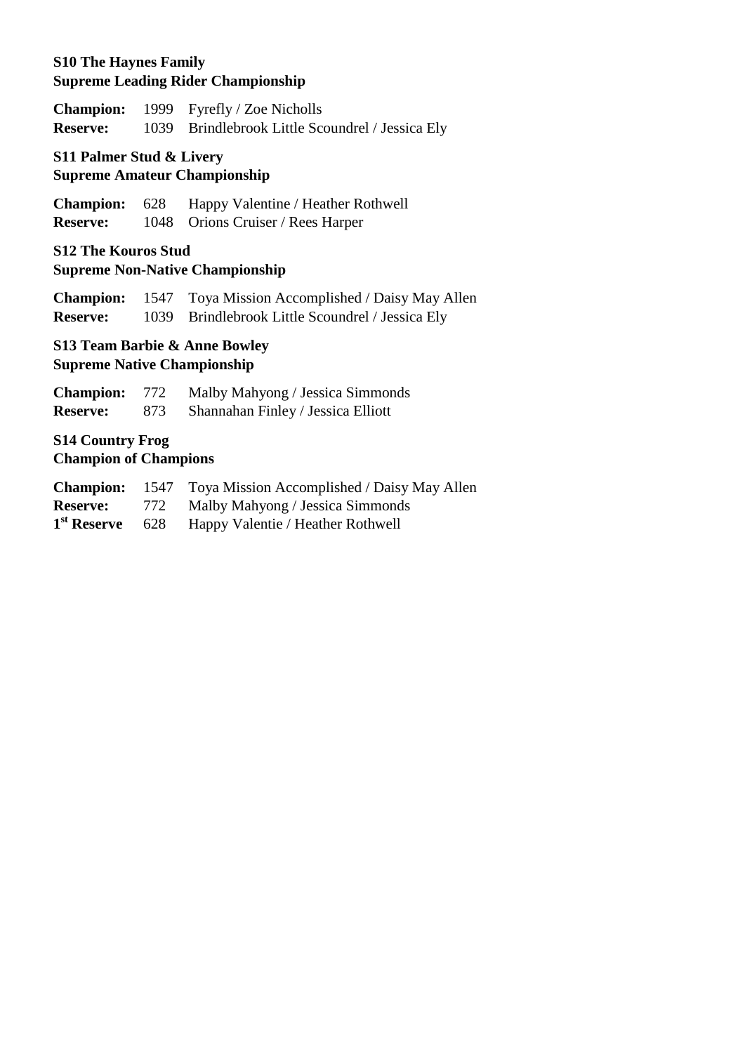**S10 The Haynes Family**
**Supreme Leading Rider Championship**

**Champion:** 1999 Fyrefly / Zoe Nicholls
**Reserve:** 1039 Brindlebrook Little Scoundrel / Jessica Ely

**S11 Palmer Stud & Livery**
**Supreme Amateur Championship**

**Champion:** 628 Happy Valentine / Heather Rothwell
**Reserve:** 1048 Orions Cruiser / Rees Harper

**S12 The Kouros Stud**
**Supreme Non-Native Championship**

**Champion:** 1547 Toya Mission Accomplished / Daisy May Allen
**Reserve:** 1039 Brindlebrook Little Scoundrel / Jessica Ely

**S13 Team Barbie & Anne Bowley**
**Supreme Native Championship**

**Champion:** 772 Malby Mahyong / Jessica Simmonds
**Reserve:** 873 Shannahan Finley / Jessica Elliott

**S14 Country Frog**
**Champion of Champions**

**Champion:** 1547 Toya Mission Accomplished / Daisy May Allen
**Reserve:** 772 Malby Mahyong / Jessica Simmonds
**1st Reserve** 628 Happy Valentie / Heather Rothwell